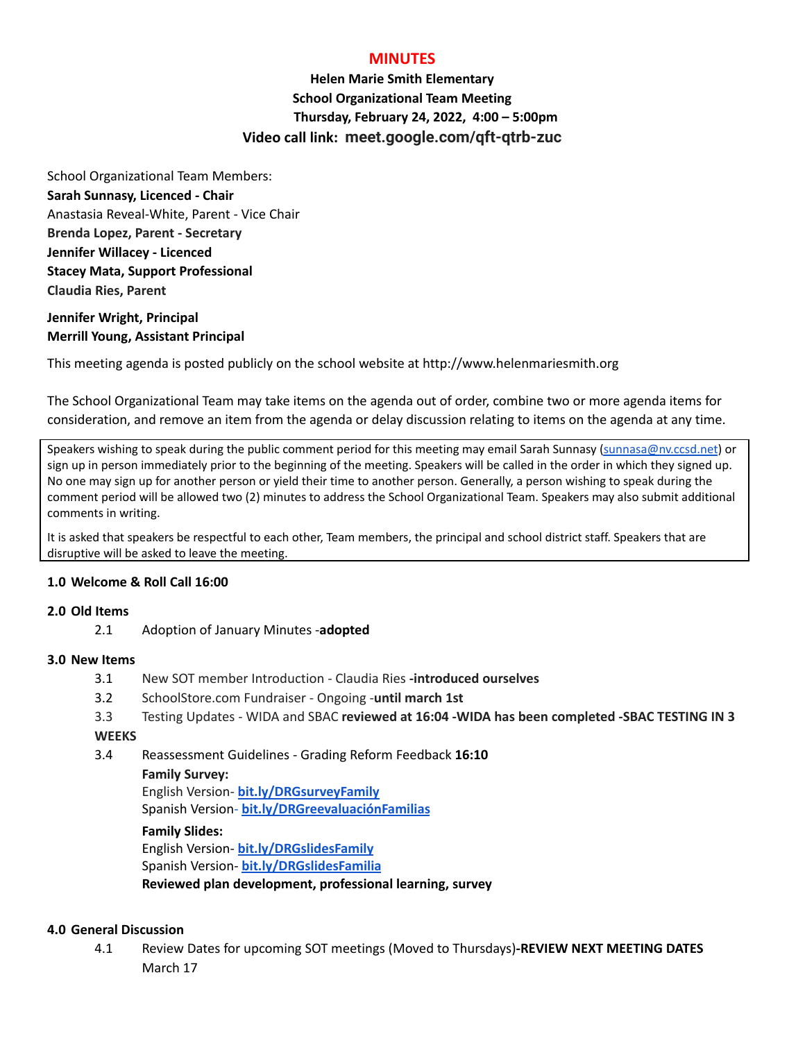# MINUTES

**Helen Marie Smith Elementary**
**School Organizational Team Meeting**
**Thursday, February 24, 2022, 4:00 – 5:00pm**
**Video call link: meet.google.com/qft-qtrb-zuc**

School Organizational Team Members:
**Sarah Sunnasy, Licenced - Chair**
Anastasia Reveal-White, Parent - Vice Chair
**Brenda Lopez, Parent - Secretary**
**Jennifer Willacey - Licenced**
**Stacey Mata, Support Professional**
**Claudia Ries, Parent**

**Jennifer Wright, Principal**
**Merrill Young, Assistant Principal**

This meeting agenda is posted publicly on the school website at http://www.helenmariesmith.org

The School Organizational Team may take items on the agenda out of order, combine two or more agenda items for consideration, and remove an item from the agenda or delay discussion relating to items on the agenda at any time.

> Speakers wishing to speak during the public comment period for this meeting may email Sarah Sunnasy (sunnasa@nv.ccsd.net) or sign up in person immediately prior to the beginning of the meeting. Speakers will be called in the order in which they signed up. No one may sign up for another person or yield their time to another person. Generally, a person wishing to speak during the comment period will be allowed two (2) minutes to address the School Organizational Team. Speakers may also submit additional comments in writing.
>
> It is asked that speakers be respectful to each other, Team members, the principal and school district staff. Speakers that are disruptive will be asked to leave the meeting.

**1.0 Welcome & Roll Call 16:00**

**2.0 Old Items**

2.1 Adoption of January Minutes -**adopted**

**3.0 New Items**

3.1 New SOT member Introduction - Claudia Ries **-introduced ourselves**

3.2 SchoolStore.com Fundraiser - Ongoing -**until march 1st**

3.3 Testing Updates - WIDA and SBAC **reviewed at 16:04 -WIDA has been completed -SBAC TESTING IN 3 WEEKS**

3.4 Reassessment Guidelines - Grading Reform Feedback **16:10**

**Family Survey:**
English Version- **bit.ly/DRGsurveyFamily**
Spanish Version- **bit.ly/DRGreevaluaciónFamilias**

**Family Slides:**
English Version- **bit.ly/DRGslidesFamily**
Spanish Version- **bit.ly/DRGslidesFamilia**
**Reviewed plan development, professional learning, survey**

**4.0 General Discussion**

4.1 Review Dates for upcoming SOT meetings (Moved to Thursdays)**-REVIEW NEXT MEETING DATES**
March 17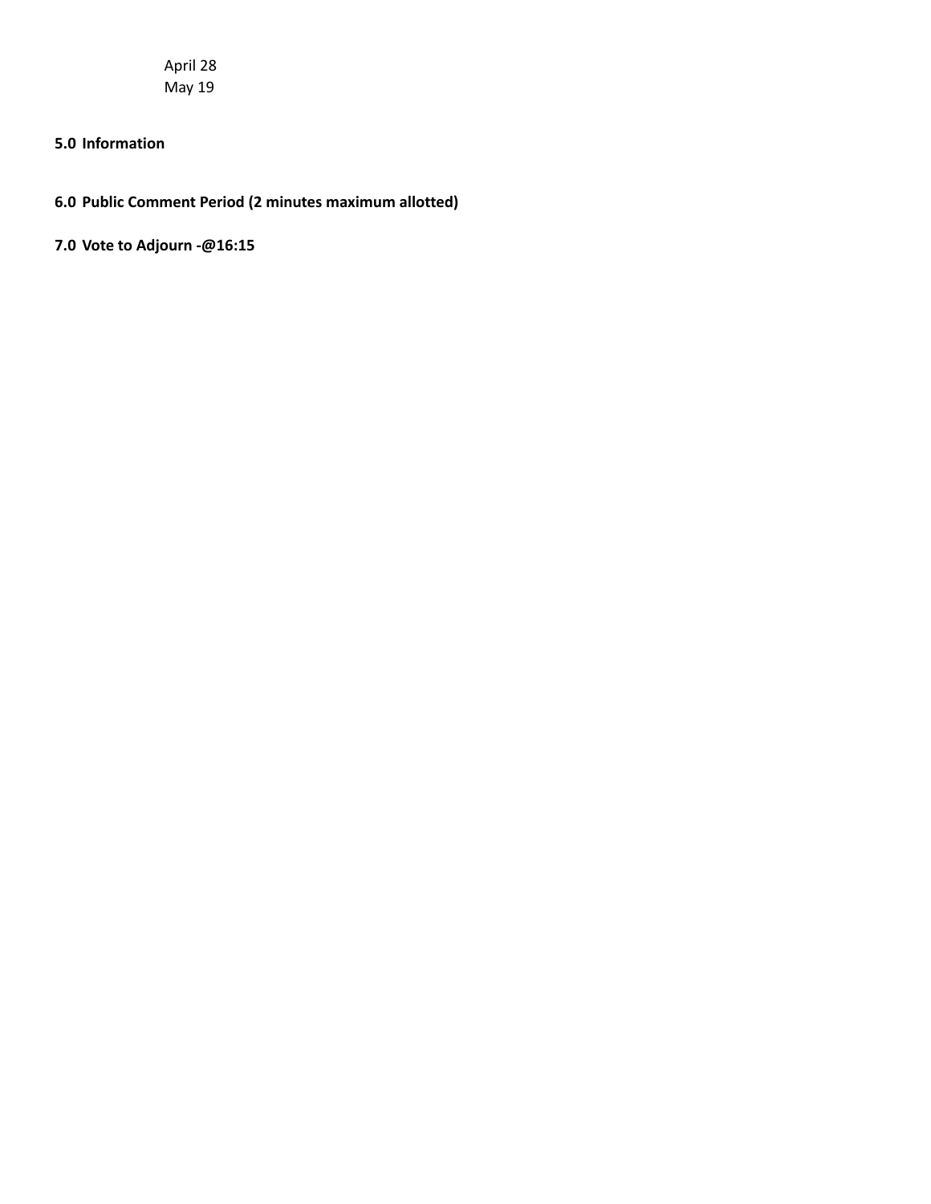April 28
May 19

**5.0 Information**

**6.0 Public Comment Period (2 minutes maximum allotted)**

**7.0 Vote to Adjourn -@16:15**